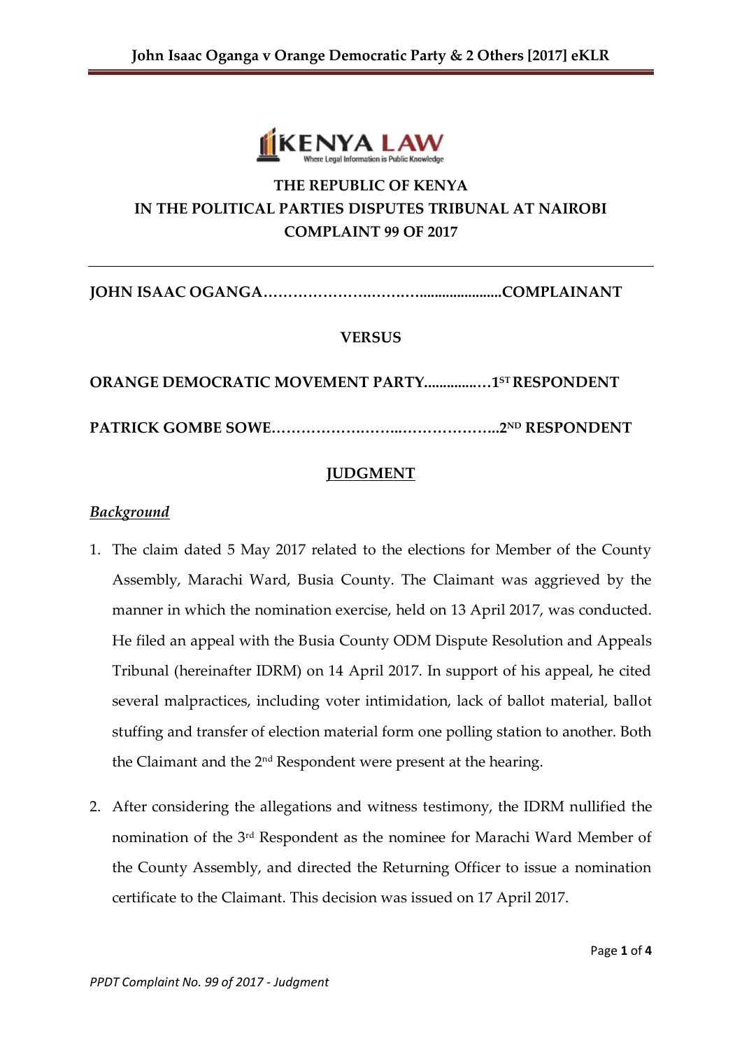THE REPUBLIC OF KENYA

IN THE POLITICAL PARTIES DISPUTES TRIBUNAL AT NAIROBI

COMPLAINT 99 OF 2017

---

**JOHN ISAAC OGANGA……………………………......................COMPLAINANT**

**VERSUS**

**ORANGE DEMOCRATIC MOVEMENT PARTY...............…1ST RESPONDENT**

**PATRICK GOMBE SOWE…………………….…..………………..2ND RESPONDENT**

## JUDGMENT

### *Background*

1. The claim dated 5 May 2017 related to the elections for Member of the County Assembly, Marachi Ward, Busia County. The Claimant was aggrieved by the manner in which the nomination exercise, held on 13 April 2017, was conducted. He filed an appeal with the Busia County ODM Dispute Resolution and Appeals Tribunal (hereinafter IDRM) on 14 April 2017. In support of his appeal, he cited several malpractices, including voter intimidation, lack of ballot material, ballot stuffing and transfer of election material form one polling station to another. Both the Claimant and the 2nd Respondent were present at the hearing.

2. After considering the allegations and witness testimony, the IDRM nullified the nomination of the 3rd Respondent as the nominee for Marachi Ward Member of the County Assembly, and directed the Returning Officer to issue a nomination certificate to the Claimant. This decision was issued on 17 April 2017.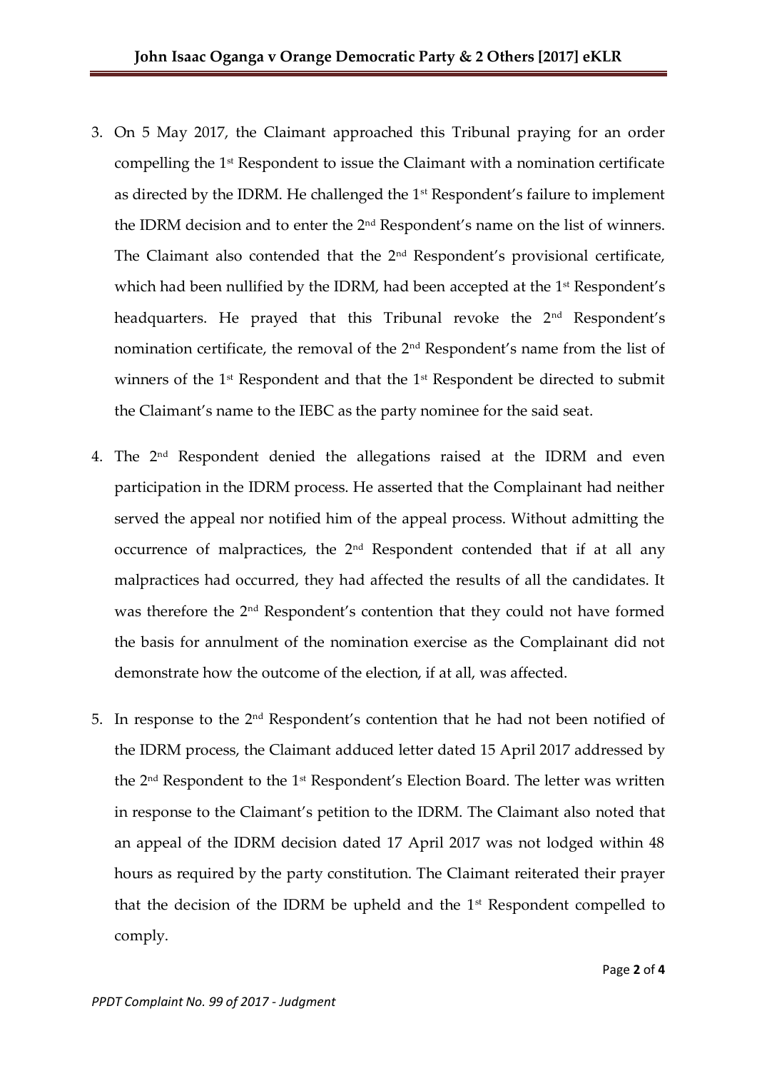3. On 5 May 2017, the Claimant approached this Tribunal praying for an order compelling the 1st Respondent to issue the Claimant with a nomination certificate as directed by the IDRM. He challenged the 1st Respondent's failure to implement the IDRM decision and to enter the 2nd Respondent's name on the list of winners. The Claimant also contended that the 2nd Respondent's provisional certificate, which had been nullified by the IDRM, had been accepted at the 1st Respondent's headquarters. He prayed that this Tribunal revoke the 2nd Respondent's nomination certificate, the removal of the 2nd Respondent's name from the list of winners of the 1st Respondent and that the 1st Respondent be directed to submit the Claimant's name to the IEBC as the party nominee for the said seat.

4. The 2nd Respondent denied the allegations raised at the IDRM and even participation in the IDRM process. He asserted that the Complainant had neither served the appeal nor notified him of the appeal process. Without admitting the occurrence of malpractices, the 2nd Respondent contended that if at all any malpractices had occurred, they had affected the results of all the candidates. It was therefore the 2nd Respondent's contention that they could not have formed the basis for annulment of the nomination exercise as the Complainant did not demonstrate how the outcome of the election, if at all, was affected.

5. In response to the 2nd Respondent's contention that he had not been notified of the IDRM process, the Claimant adduced letter dated 15 April 2017 addressed by the 2nd Respondent to the 1st Respondent's Election Board. The letter was written in response to the Claimant's petition to the IDRM. The Claimant also noted that an appeal of the IDRM decision dated 17 April 2017 was not lodged within 48 hours as required by the party constitution. The Claimant reiterated their prayer that the decision of the IDRM be upheld and the 1st Respondent compelled to comply.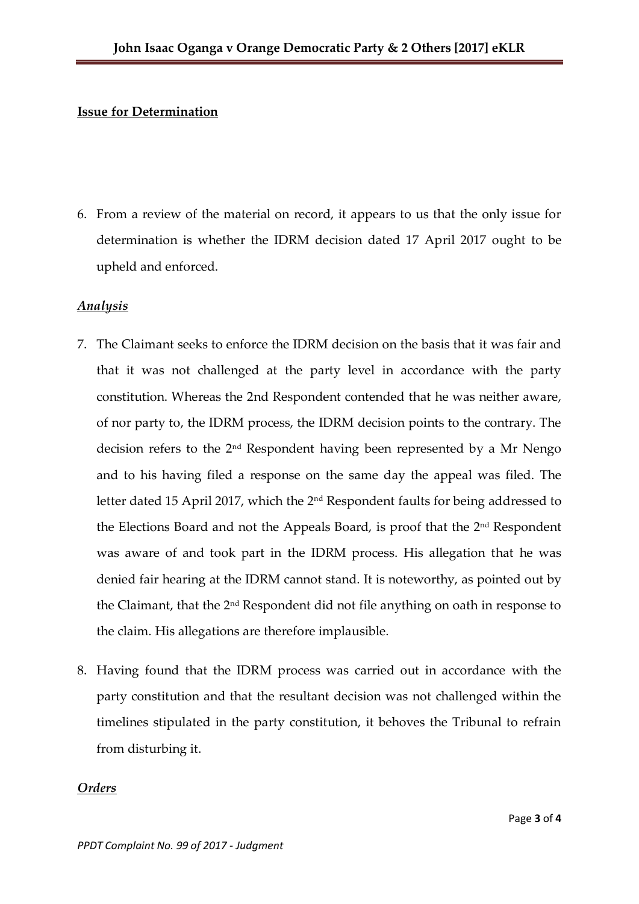**Issue for Determination**

6. From a review of the material on record, it appears to us that the only issue for determination is whether the IDRM decision dated 17 April 2017 ought to be upheld and enforced.

***Analysis***

7. The Claimant seeks to enforce the IDRM decision on the basis that it was fair and that it was not challenged at the party level in accordance with the party constitution. Whereas the 2nd Respondent contended that he was neither aware, of nor party to, the IDRM process, the IDRM decision points to the contrary. The decision refers to the 2nd Respondent having been represented by a Mr Nengo and to his having filed a response on the same day the appeal was filed. The letter dated 15 April 2017, which the 2nd Respondent faults for being addressed to the Elections Board and not the Appeals Board, is proof that the 2nd Respondent was aware of and took part in the IDRM process. His allegation that he was denied fair hearing at the IDRM cannot stand. It is noteworthy, as pointed out by the Claimant, that the 2nd Respondent did not file anything on oath in response to the claim. His allegations are therefore implausible.

8. Having found that the IDRM process was carried out in accordance with the party constitution and that the resultant decision was not challenged within the timelines stipulated in the party constitution, it behoves the Tribunal to refrain from disturbing it.

***Orders***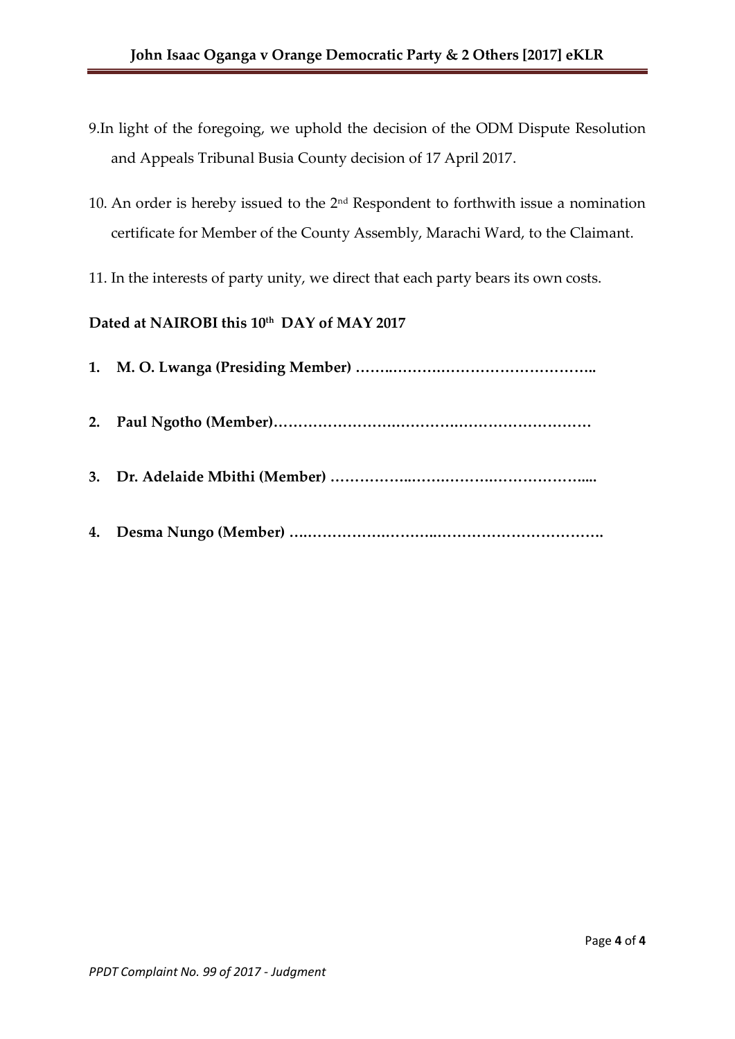9.In light of the foregoing, we uphold the decision of the ODM Dispute Resolution and Appeals Tribunal Busia County decision of 17 April 2017.

10. An order is hereby issued to the 2nd Respondent to forthwith issue a nomination certificate for Member of the County Assembly, Marachi Ward, to the Claimant.

11. In the interests of party unity, we direct that each party bears its own costs.

**Dated at NAIROBI this 10th DAY of MAY 2017**

1. **M. O. Lwanga (Presiding Member) ……..……….……………………………..**
2. **Paul Ngotho (Member)………………….…………….…………………………**
3. **Dr. Adelaide Mbithi (Member) ……………..……….……..…………….....**
4. **Desma Nungo (Member) ….………….………..…………………………….**